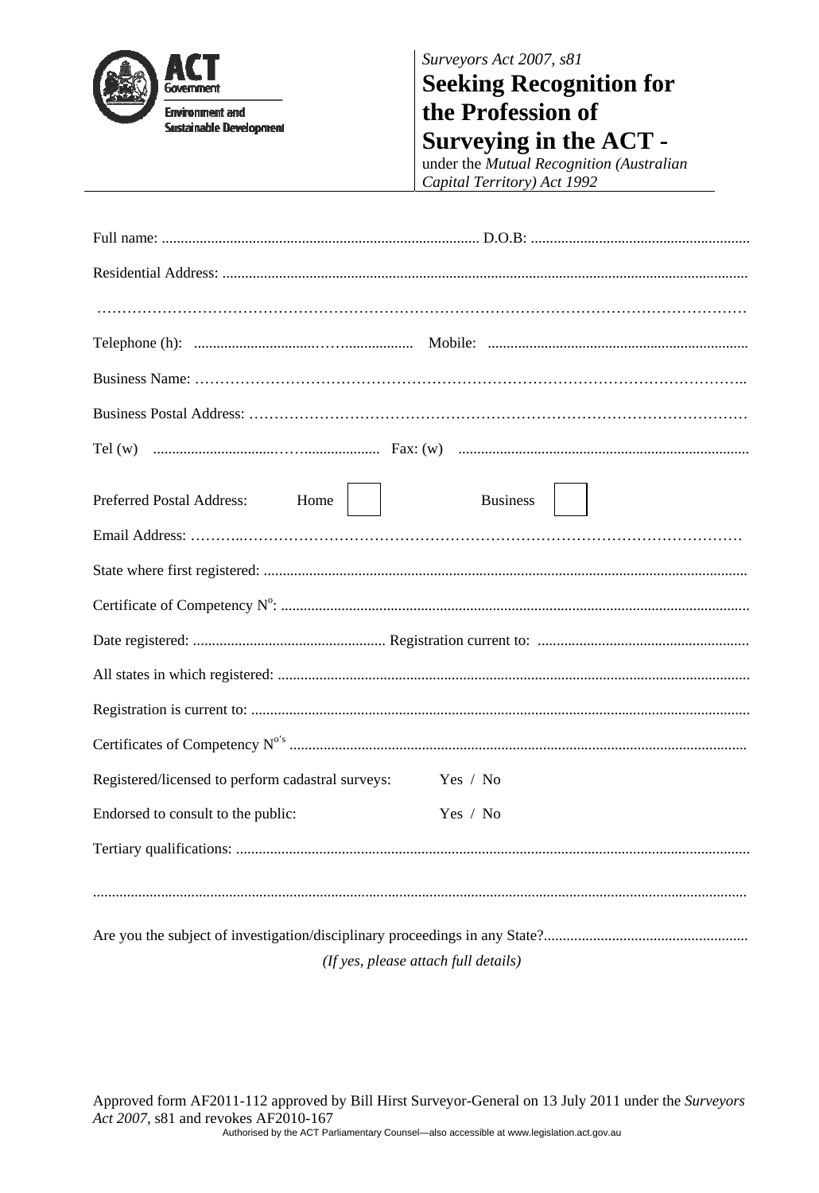ACT Government
Environment and Sustainable Development

*Surveyors Act 2007, s81*

# Seeking Recognition for the Profession of Surveying in the ACT -

under the *Mutual Recognition (Australian Capital Territory) Act 1992*

Full name: .................................................................................. D.O.B: .........................................................

Residential Address: ..........................................................................................................................................

……………………………………………………………………………………………………………

Telephone (h): ...............................……................... Mobile: ...................................................................

Business Name: …………………………………………………………………………………………..

Business Postal Address: ………………………………………………………………………………………

Tel (w) ...............................……..................... Fax: (w) ............................................................................

Preferred Postal Address: Home ☐ Business ☐

Email Address: ………..…………………………………………………………………………………

State where first registered: ..............................................................................................................................

Certificate of Competency N$^{o}$: ..........................................................................................................................

Date registered: .................................................. Registration current to: .......................................................

All states in which registered: ...........................................................................................................................

Registration is current to: ..................................................................................................................................

Certificates of Competency N$^{o's}$ .......................................................................................................................

Registered/licensed to perform cadastral surveys: Yes / No

Endorsed to consult to the public: Yes / No

Tertiary qualifications: ......................................................................................................................................

.........................................................................................................................................................................

Are you the subject of investigation/disciplinary proceedings in any State?......................................................

*(If yes, please attach full details)*

Approved form AF2011-112 approved by Bill Hirst Surveyor-General on 13 July 2011 under the *Surveyors Act 2007*, s81 and revokes AF2010-167

Authorised by the ACT Parliamentary Counsel—also accessible at www.legislation.act.gov.au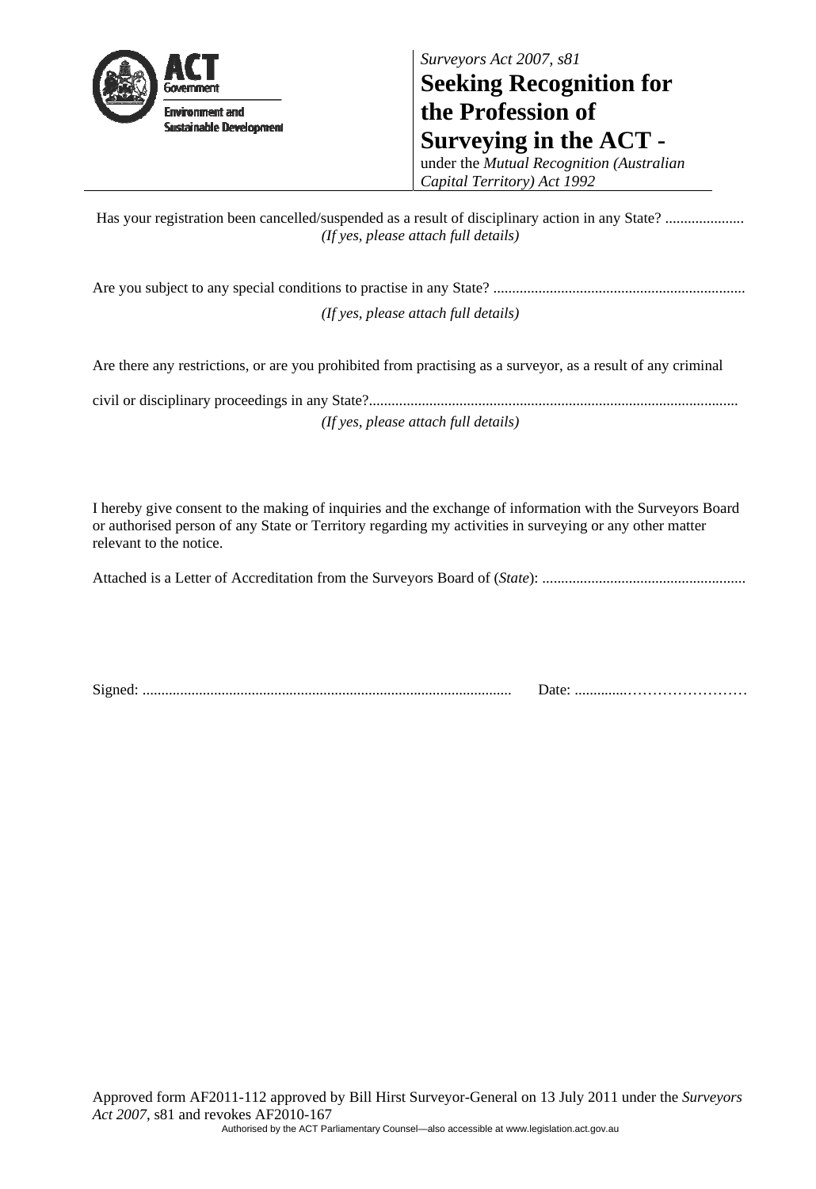ACT Government
Environment and Sustainable Development

*Surveyors Act 2007, s81*

# Seeking Recognition for the Profession of Surveying in the ACT -

under the *Mutual Recognition (Australian Capital Territory) Act 1992*

Has your registration been cancelled/suspended as a result of disciplinary action in any State? .....................
*(If yes, please attach full details)*

Are you subject to any special conditions to practise in any State? ..................................................................
*(If yes, please attach full details)*

Are there any restrictions, or are you prohibited from practising as a surveyor, as a result of any criminal civil or disciplinary proceedings in any State?................................................................................................
*(If yes, please attach full details)*

I hereby give consent to the making of inquiries and the exchange of information with the Surveyors Board or authorised person of any State or Territory regarding my activities in surveying or any other matter relevant to the notice.

Attached is a Letter of Accreditation from the Surveyors Board of (*State*): .....................................................

Signed: ................................................................................................ Date: .............……………………

Approved form AF2011-112 approved by Bill Hirst Surveyor-General on 13 July 2011 under the *Surveyors Act 2007*, s81 and revokes AF2010-167

Authorised by the ACT Parliamentary Counsel—also accessible at www.legislation.act.gov.au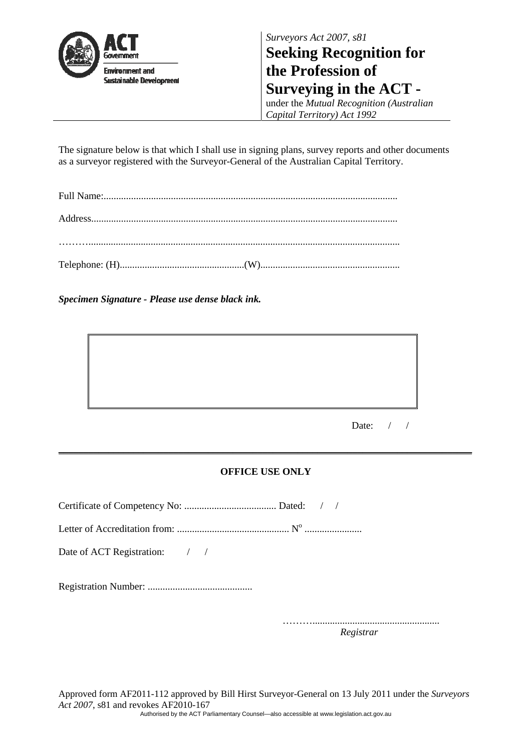ACT Government
Environment and Sustainable Development

*Surveyors Act 2007, s81*

# Seeking Recognition for the Profession of Surveying in the ACT -

under the *Mutual Recognition (Australian Capital Territory) Act 1992*

The signature below is that which I shall use in signing plans, survey reports and other documents as a surveyor registered with the Surveyor-General of the Australian Capital Territory.

Full Name:.....................................................................................................................

Address..........................................................................................................................

………...........................................................................................................................

Telephone: (H)..................................................(W)........................................................

***Specimen Signature - Please use dense black ink.***

Date: / /

---

**OFFICE USE ONLY**

Certificate of Competency No: ..................................... Dated: / /

Letter of Accreditation from: ............................................. N$^{o}$ .......................

Date of ACT Registration: / /

Registration Number: ..........................................

………..................................................
*Registrar*

Approved form AF2011-112 approved by Bill Hirst Surveyor-General on 13 July 2011 under the *Surveyors Act 2007*, s81 and revokes AF2010-167

Authorised by the ACT Parliamentary Counsel—also accessible at www.legislation.act.gov.au